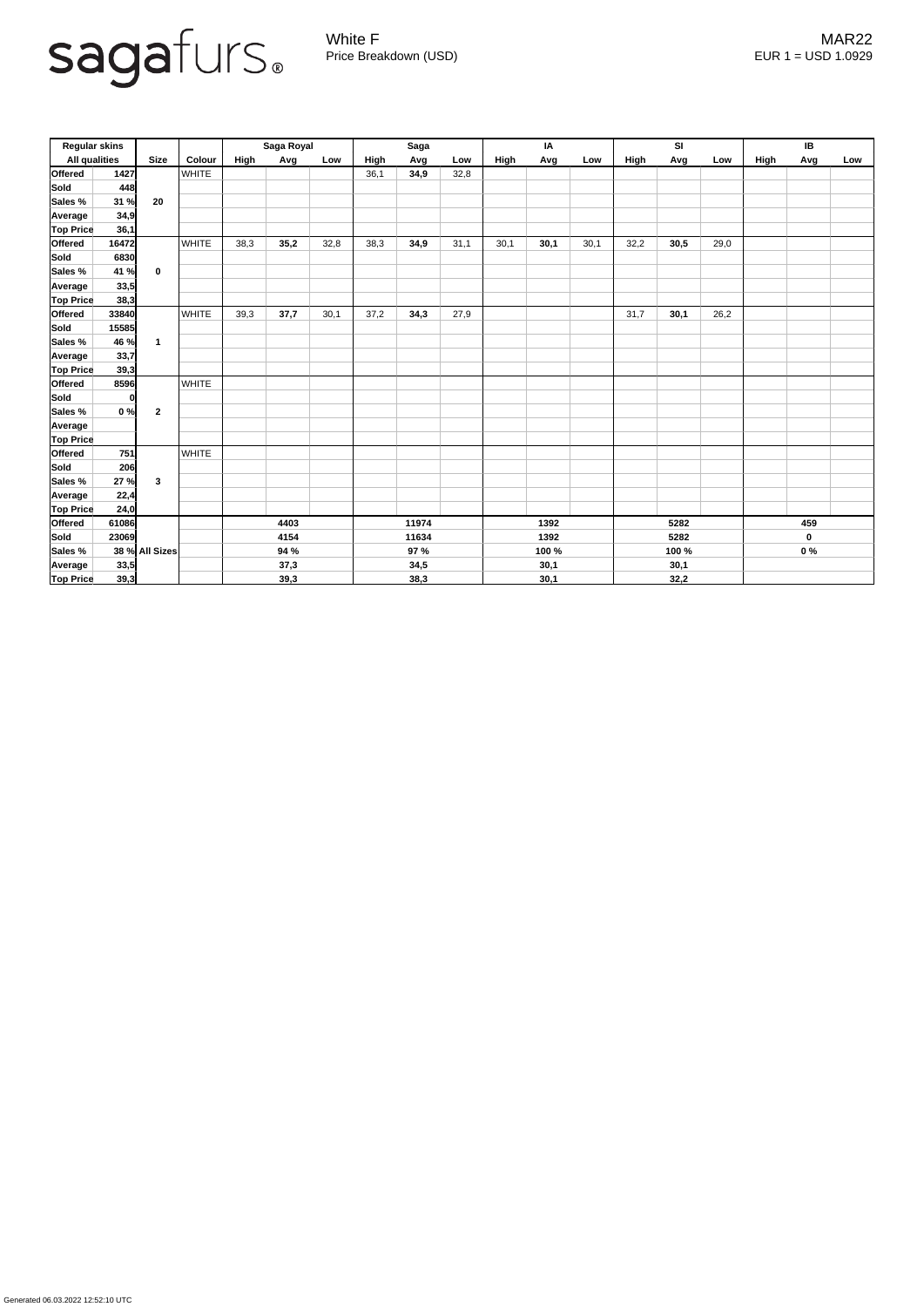sagafurs®

White F
Price Breakdown (USD)

MAR22
EUR 1 = USD 1.0929

| Regular skins | | | | Saga Royal | | | Saga | | | IA | | | SI | | | IB | | |
|---|---|---|---|---|---|---|---|---|---|---|---|---|---|---|---|---|---|---|
| All qualities | | Size | Colour | High | Avg | Low | High | Avg | Low | High | Avg | Low | High | Avg | Low | High | Avg | Low |
| **Offered** | **1427** | **20** | WHITE | | | | 36,1 | **34,9** | 32,8 | | | | | | | | | |
| **Sold** | **448** | | | | | | | | | | | | | | | | | |
| **Sales %** | **31 %** | | | | | | | | | | | | | | | | | |
| **Average** | **34,9** | | | | | | | | | | | | | | | | | |
| **Top Price** | **36,1** | | | | | | | | | | | | | | | | | |
| **Offered** | **16472** | **0** | WHITE | 38,3 | **35,2** | 32,8 | 38,3 | **34,9** | 31,1 | 30,1 | **30,1** | 30,1 | 32,2 | **30,5** | 29,0 | | | |
| **Sold** | **6830** | | | | | | | | | | | | | | | | | |
| **Sales %** | **41 %** | | | | | | | | | | | | | | | | | |
| **Average** | **33,5** | | | | | | | | | | | | | | | | | |
| **Top Price** | **38,3** | | | | | | | | | | | | | | | | | |
| **Offered** | **33840** | **1** | WHITE | 39,3 | **37,7** | 30,1 | 37,2 | **34,3** | 27,9 | | | | 31,7 | **30,1** | 26,2 | | | |
| **Sold** | **15585** | | | | | | | | | | | | | | | | | |
| **Sales %** | **46 %** | | | | | | | | | | | | | | | | | |
| **Average** | **33,7** | | | | | | | | | | | | | | | | | |
| **Top Price** | **39,3** | | | | | | | | | | | | | | | | | |
| **Offered** | **8596** | **2** | WHITE | | | | | | | | | | | | | | | |
| **Sold** | **0** | | | | | | | | | | | | | | | | | |
| **Sales %** | **0 %** | | | | | | | | | | | | | | | | | |
| **Average** | | | | | | | | | | | | | | | | | | |
| **Top Price** | | | | | | | | | | | | | | | | | | |
| **Offered** | **751** | **3** | WHITE | | | | | | | | | | | | | | | |
| **Sold** | **206** | | | | | | | | | | | | | | | | | |
| **Sales %** | **27 %** | | | | | | | | | | | | | | | | | |
| **Average** | **22,4** | | | | | | | | | | | | | | | | | |
| **Top Price** | **24,0** | | | | | | | | | | | | | | | | | |
| **Offered** | **61086** | **All Sizes** | | | **4403** | | | **11974** | | | **1392** | | | **5282** | | | **459** | |
| **Sold** | **23069** | | | | **4154** | | | **11634** | | | **1392** | | | **5282** | | | **0** | |
| **Sales %** | **38 %** | | | | **94 %** | | | **97 %** | | | **100 %** | | | **100 %** | | | **0 %** | |
| **Average** | **33,5** | | | | **37,3** | | | **34,5** | | | **30,1** | | | **30,1** | | | | |
| **Top Price** | **39,3** | | | | **39,3** | | | **38,3** | | | **30,1** | | | **32,2** | | | | |

Generated 06.03.2022 12:52:10 UTC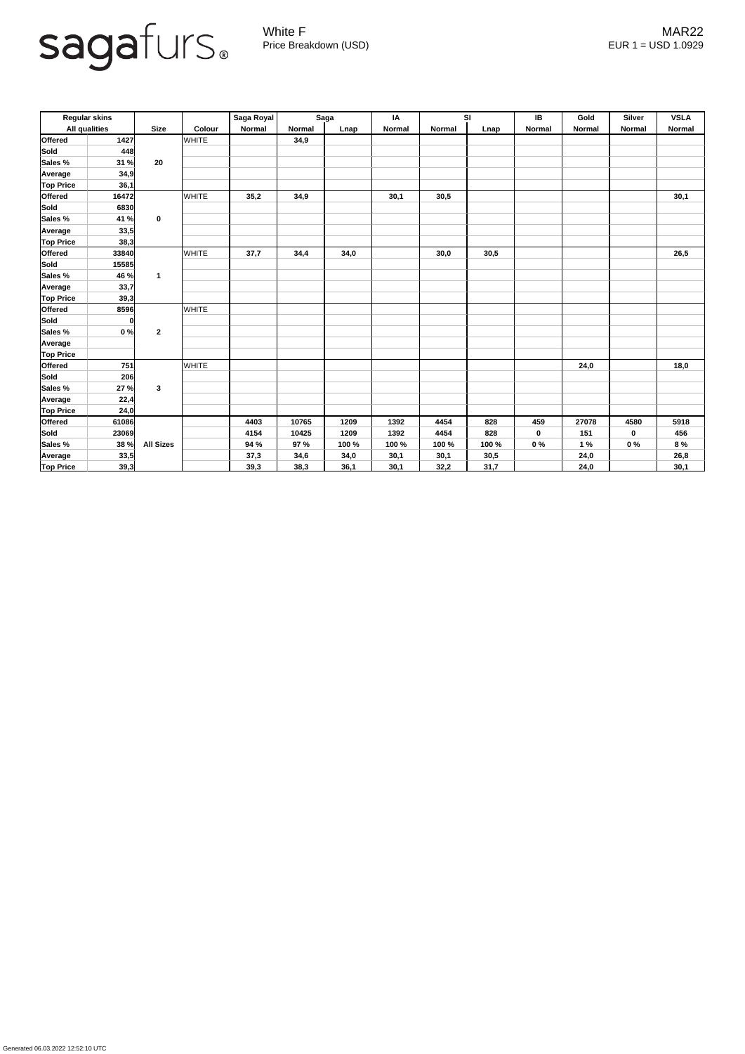sagafurs®

White F
Price Breakdown (USD)

MAR22
EUR 1 = USD 1.0929

| Regular skins | | Size | Colour | Saga Royal | Saga | | IA | SI | | IB | Gold | Silver | VSLA |
|---|---|---|---|---|---|---|---|---|---|---|---|---|---|
| All qualities | | | | Normal | Normal | Lnap | Normal | Normal | Lnap | Normal | Normal | Normal | Normal |
| Offered | 1427 | 20 | WHITE | | 34,9 | | | | | | | | |
| Sold | 448 | | | | | | | | | | | | |
| Sales % | 31 % | | | | | | | | | | | | |
| Average | 34,9 | | | | | | | | | | | | |
| Top Price | 36,1 | | | | | | | | | | | | |
| Offered | 16472 | 0 | WHITE | 35,2 | 34,9 | | 30,1 | 30,5 | | | | | 30,1 |
| Sold | 6830 | | | | | | | | | | | | |
| Sales % | 41 % | | | | | | | | | | | | |
| Average | 33,5 | | | | | | | | | | | | |
| Top Price | 38,3 | | | | | | | | | | | | |
| Offered | 33840 | 1 | WHITE | 37,7 | 34,4 | 34,0 | | 30,0 | 30,5 | | | | 26,5 |
| Sold | 15585 | | | | | | | | | | | | |
| Sales % | 46 % | | | | | | | | | | | | |
| Average | 33,7 | | | | | | | | | | | | |
| Top Price | 39,3 | | | | | | | | | | | | |
| Offered | 8596 | 2 | WHITE | | | | | | | | | | |
| Sold | 0 | | | | | | | | | | | | |
| Sales % | 0 % | | | | | | | | | | | | |
| Average | | | | | | | | | | | | | |
| Top Price | | | | | | | | | | | | | |
| Offered | 751 | 3 | WHITE | | | | | | | | 24,0 | | 18,0 |
| Sold | 206 | | | | | | | | | | | | |
| Sales % | 27 % | | | | | | | | | | | | |
| Average | 22,4 | | | | | | | | | | | | |
| Top Price | 24,0 | | | | | | | | | | | | |
| Offered | 61086 | All Sizes | | 4403 | 10765 | 1209 | 1392 | 4454 | 828 | 459 | 27078 | 4580 | 5918 |
| Sold | 23069 | | | 4154 | 10425 | 1209 | 1392 | 4454 | 828 | 0 | 151 | 0 | 456 |
| Sales % | 38 % | | | 94 % | 97 % | 100 % | 100 % | 100 % | 100 % | 0 % | 1 % | 0 % | 8 % |
| Average | 33,5 | | | 37,3 | 34,6 | 34,0 | 30,1 | 30,1 | 30,5 | | 24,0 | | 26,8 |
| Top Price | 39,3 | | | 39,3 | 38,3 | 36,1 | 30,1 | 32,2 | 31,7 | | 24,0 | | 30,1 |

Generated 06.03.2022 12:52:10 UTC